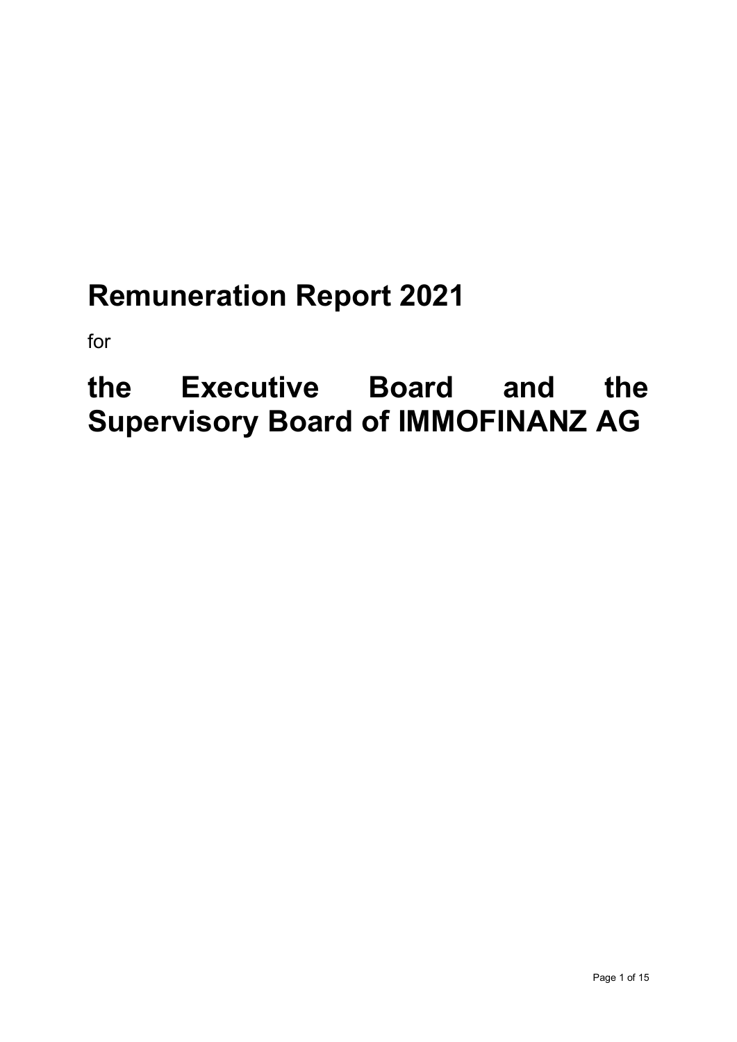# Remuneration Report 2021

for

# the Executive Board and the Supervisory Board of IMMOFINANZ AG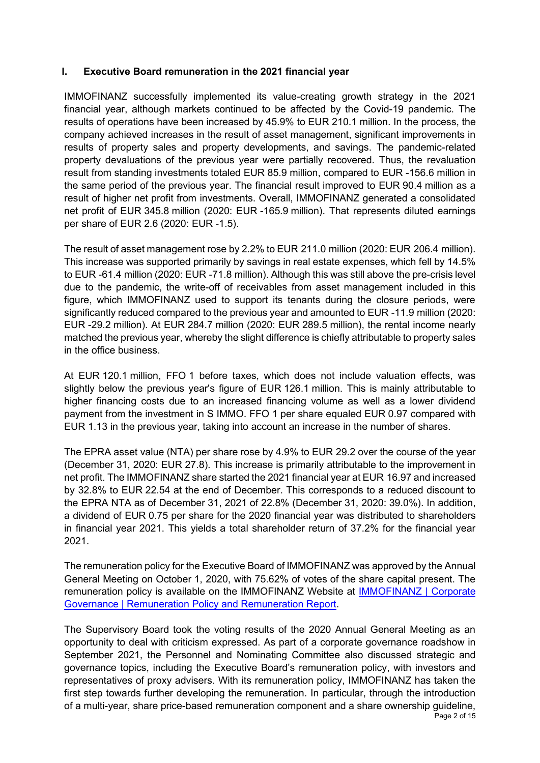## I. Executive Board remuneration in the 2021 financial year

IMMOFINANZ successfully implemented its value-creating growth strategy in the 2021 financial year, although markets continued to be affected by the Covid-19 pandemic. The results of operations have been increased by 45.9% to EUR 210.1 million. In the process, the company achieved increases in the result of asset management, significant improvements in results of property sales and property developments, and savings. The pandemic-related property devaluations of the previous year were partially recovered. Thus, the revaluation result from standing investments totaled EUR 85.9 million, compared to EUR -156.6 million in the same period of the previous year. The financial result improved to EUR 90.4 million as a result of higher net profit from investments. Overall, IMMOFINANZ generated a consolidated net profit of EUR 345.8 million (2020: EUR -165.9 million). That represents diluted earnings per share of EUR 2.6 (2020: EUR -1.5).

The result of asset management rose by 2.2% to EUR 211.0 million (2020: EUR 206.4 million). This increase was supported primarily by savings in real estate expenses, which fell by 14.5% to EUR -61.4 million (2020: EUR -71.8 million). Although this was still above the pre-crisis level due to the pandemic, the write-off of receivables from asset management included in this figure, which IMMOFINANZ used to support its tenants during the closure periods, were significantly reduced compared to the previous year and amounted to EUR -11.9 million (2020: EUR -29.2 million). At EUR 284.7 million (2020: EUR 289.5 million), the rental income nearly matched the previous year, whereby the slight difference is chiefly attributable to property sales in the office business.

At EUR 120.1 million, FFO 1 before taxes, which does not include valuation effects, was slightly below the previous year's figure of EUR 126.1 million. This is mainly attributable to higher financing costs due to an increased financing volume as well as a lower dividend payment from the investment in S IMMO. FFO 1 per share equaled EUR 0.97 compared with EUR 1.13 in the previous year, taking into account an increase in the number of shares.

The EPRA asset value (NTA) per share rose by 4.9% to EUR 29.2 over the course of the year (December 31, 2020: EUR 27.8). This increase is primarily attributable to the improvement in net profit. The IMMOFINANZ share started the 2021 financial year at EUR 16.97 and increased by 32.8% to EUR 22.54 at the end of December. This corresponds to a reduced discount to the EPRA NTA as of December 31, 2021 of 22.8% (December 31, 2020: 39.0%). In addition, a dividend of EUR 0.75 per share for the 2020 financial year was distributed to shareholders in financial year 2021. This yields a total shareholder return of 37.2% for the financial year 2021.

The remuneration policy for the Executive Board of IMMOFINANZ was approved by the Annual General Meeting on October 1, 2020, with 75.62% of votes of the share capital present. The remuneration policy is available on the IMMOFINANZ Website at [IMMOFINANZ | Corporate Governance | Remuneration Policy and Remuneration Report].

The Supervisory Board took the voting results of the 2020 Annual General Meeting as an opportunity to deal with criticism expressed. As part of a corporate governance roadshow in September 2021, the Personnel and Nominating Committee also discussed strategic and governance topics, including the Executive Board's remuneration policy, with investors and representatives of proxy advisers. With its remuneration policy, IMMOFINANZ has taken the first step towards further developing the remuneration. In particular, through the introduction of a multi-year, share price-based remuneration component and a share ownership guideline,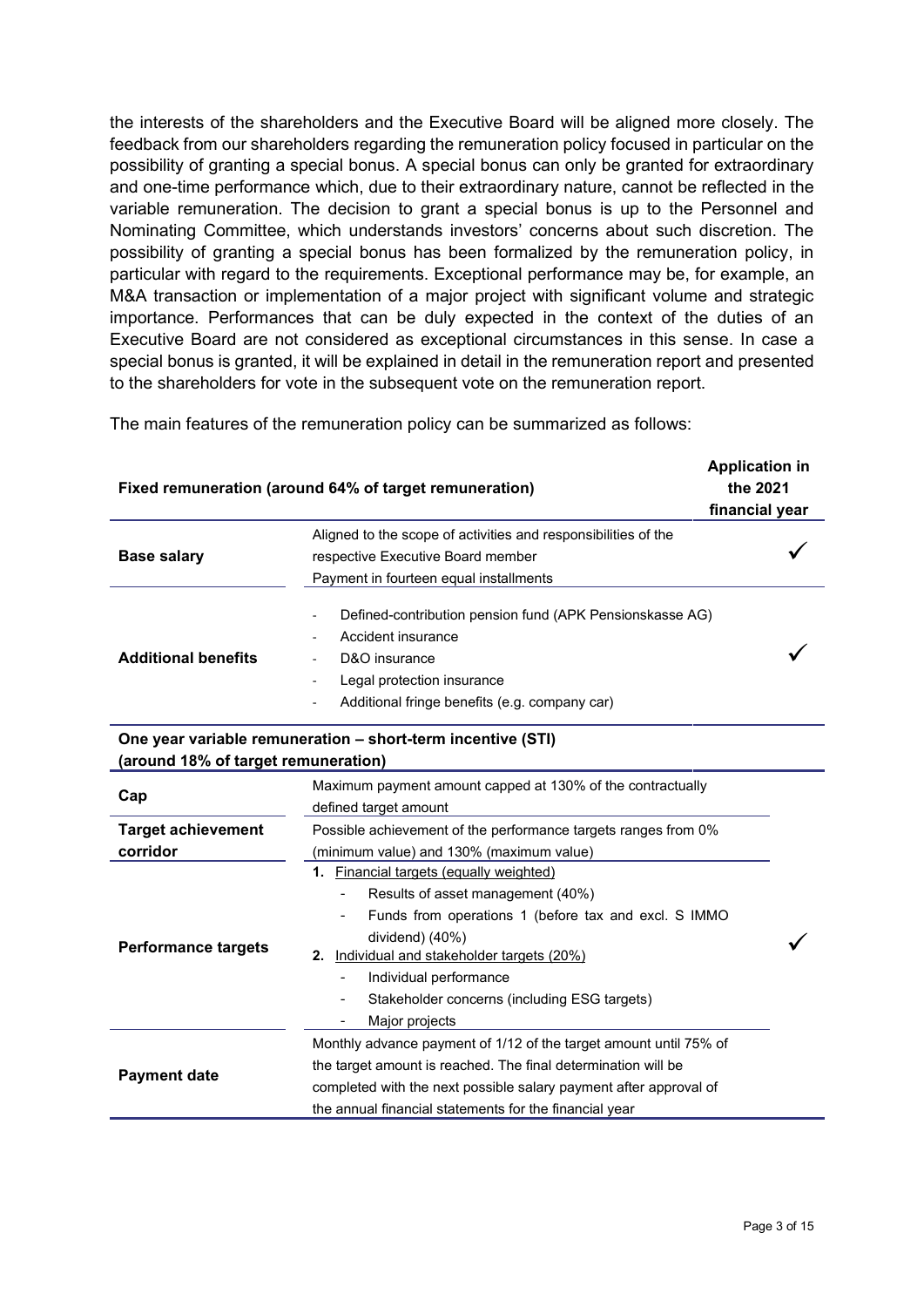the interests of the shareholders and the Executive Board will be aligned more closely. The feedback from our shareholders regarding the remuneration policy focused in particular on the possibility of granting a special bonus. A special bonus can only be granted for extraordinary and one-time performance which, due to their extraordinary nature, cannot be reflected in the variable remuneration. The decision to grant a special bonus is up to the Personnel and Nominating Committee, which understands investors' concerns about such discretion. The possibility of granting a special bonus has been formalized by the remuneration policy, in particular with regard to the requirements. Exceptional performance may be, for example, an M&A transaction or implementation of a major project with significant volume and strategic importance. Performances that can be duly expected in the context of the duties of an Executive Board are not considered as exceptional circumstances in this sense. In case a special bonus is granted, it will be explained in detail in the remuneration report and presented to the shareholders for vote in the subsequent vote on the remuneration report.

The main features of the remuneration policy can be summarized as follows:

| **Fixed remuneration (around 64% of target remuneration)** | | **Application in the 2021 financial year** |
|---|---|---|
| **Base salary** | Aligned to the scope of activities and responsibilities of the respective Executive Board member<br>Payment in fourteen equal installments | ✓ |
| **Additional benefits** | - Defined-contribution pension fund (APK Pensionskasse AG)<br>- Accident insurance<br>- D&O insurance<br>- Legal protection insurance<br>- Additional fringe benefits (e.g. company car) | ✓ |
| **One year variable remuneration – short-term incentive (STI) (around 18% of target remuneration)** | | |
| **Cap** | Maximum payment amount capped at 130% of the contractually defined target amount | ✓ |
| **Target achievement corridor** | Possible achievement of the performance targets ranges from 0% (minimum value) and 130% (maximum value) | |
| **Performance targets** | 1. Financial targets (equally weighted)<br>- Results of asset management (40%)<br>- Funds from operations 1 (before tax and excl. S IMMO dividend) (40%)<br>2. Individual and stakeholder targets (20%)<br>- Individual performance<br>- Stakeholder concerns (including ESG targets)<br>- Major projects | |
| **Payment date** | Monthly advance payment of 1/12 of the target amount until 75% of the target amount is reached. The final determination will be completed with the next possible salary payment after approval of the annual financial statements for the financial year | |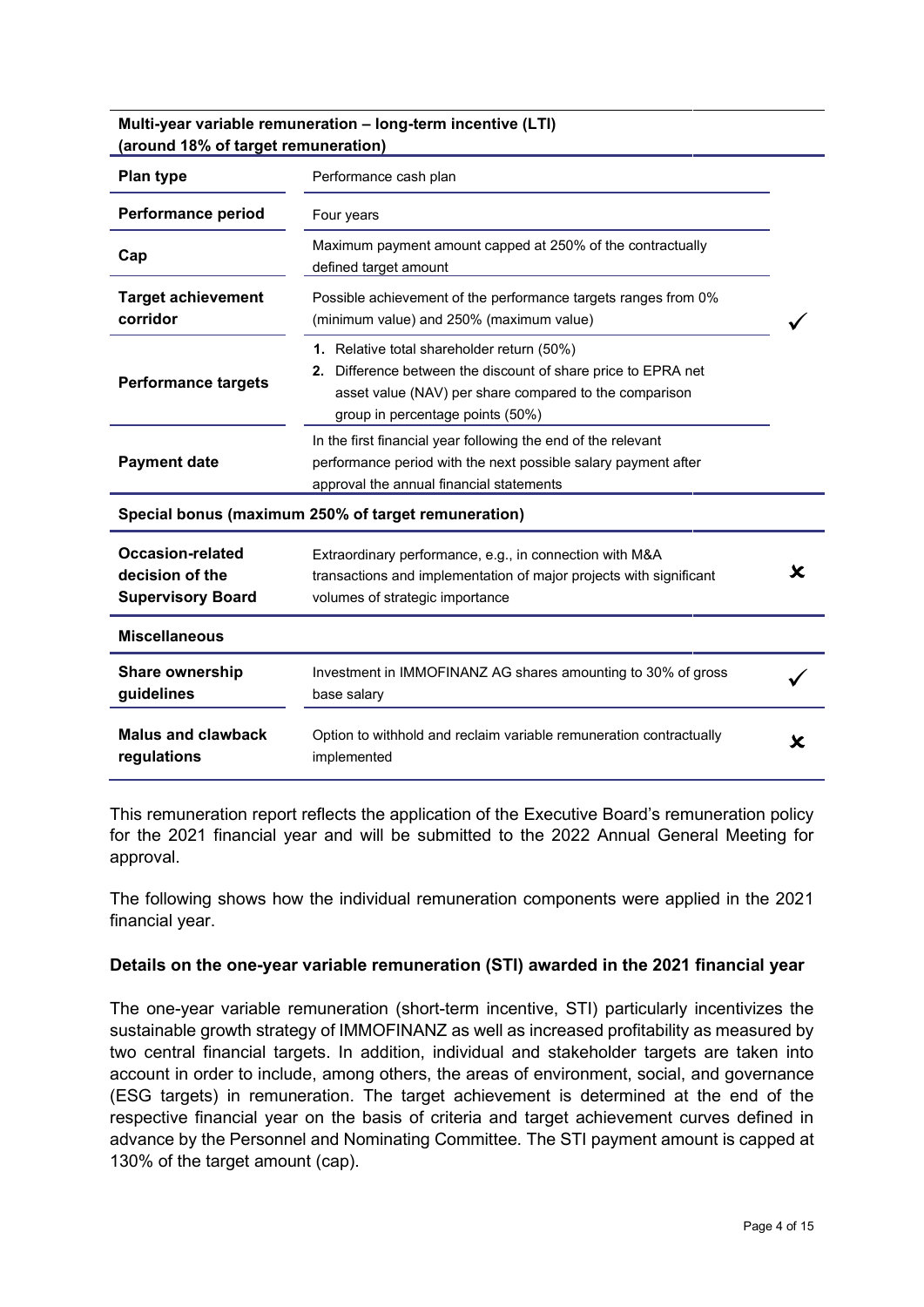| Multi-year variable remuneration – long-term incentive (LTI) (around 18% of target remuneration) | | |
|---|---|---|
| **Plan type** | Performance cash plan | |
| **Performance period** | Four years | |
| **Cap** | Maximum payment amount capped at 250% of the contractually defined target amount | |
| **Target achievement corridor** | Possible achievement of the performance targets ranges from 0% (minimum value) and 250% (maximum value) | ✓ |
| **Performance targets** | 1. Relative total shareholder return (50%)<br>2. Difference between the discount of share price to EPRA net asset value (NAV) per share compared to the comparison group in percentage points (50%) | |
| **Payment date** | In the first financial year following the end of the relevant performance period with the next possible salary payment after approval the annual financial statements | |
| **Special bonus (maximum 250% of target remuneration)** | | |
| **Occasion-related decision of the Supervisory Board** | Extraordinary performance, e.g., in connection with M&A transactions and implementation of major projects with significant volumes of strategic importance | ✗ |
| **Miscellaneous** | | |
| **Share ownership guidelines** | Investment in IMMOFINANZ AG shares amounting to 30% of gross base salary | ✓ |
| **Malus and clawback regulations** | Option to withhold and reclaim variable remuneration contractually implemented | ✗ |

This remuneration report reflects the application of the Executive Board's remuneration policy for the 2021 financial year and will be submitted to the 2022 Annual General Meeting for approval.

The following shows how the individual remuneration components were applied in the 2021 financial year.

### Details on the one-year variable remuneration (STI) awarded in the 2021 financial year

The one-year variable remuneration (short-term incentive, STI) particularly incentivizes the sustainable growth strategy of IMMOFINANZ as well as increased profitability as measured by two central financial targets. In addition, individual and stakeholder targets are taken into account in order to include, among others, the areas of environment, social, and governance (ESG targets) in remuneration. The target achievement is determined at the end of the respective financial year on the basis of criteria and target achievement curves defined in advance by the Personnel and Nominating Committee. The STI payment amount is capped at 130% of the target amount (cap).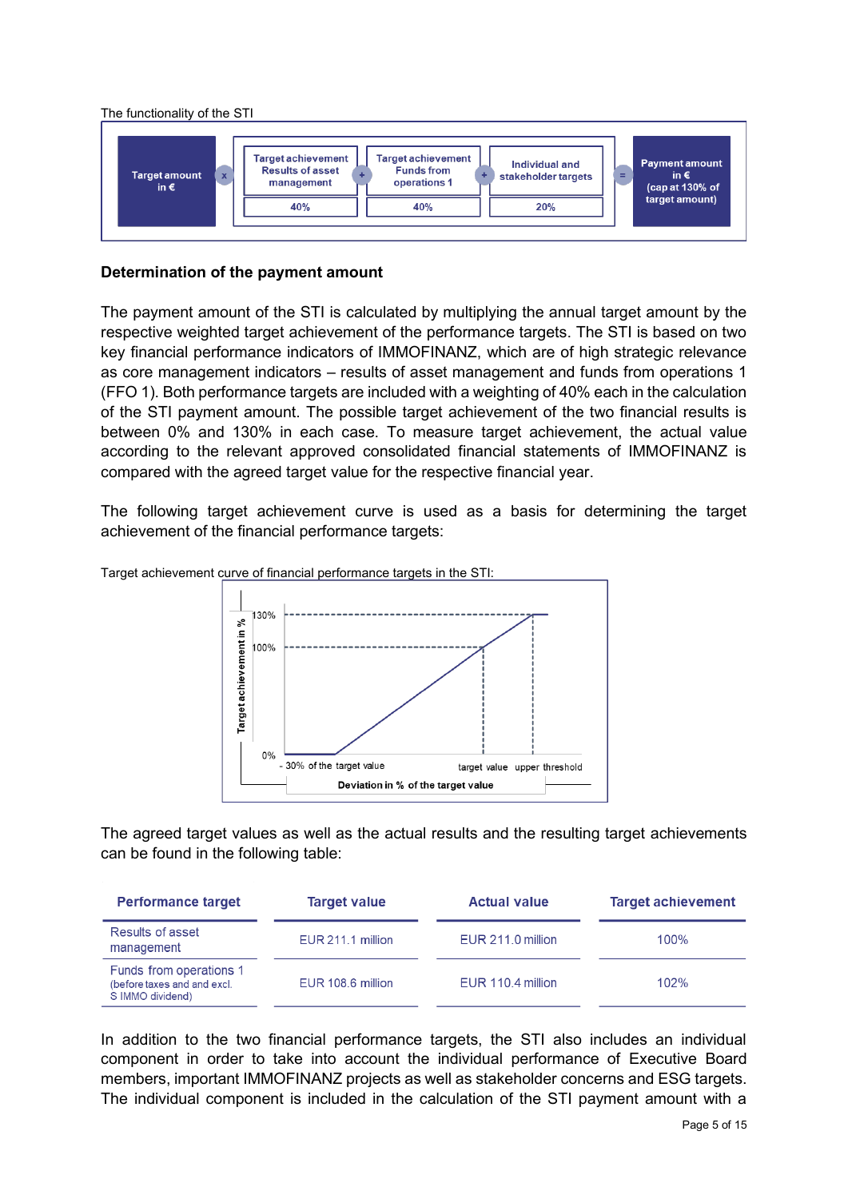The functionality of the STI

| Target amount in € | x | Target achievement Results of asset management | + | Target achievement Funds from operations 1 | + | Individual and stakeholder targets | = | Payment amount in € (cap at 130% of target amount) |
|---|---|---|---|---|---|---|---|---|
| | | 40% | | 40% | | 20% | | |

**Determination of the payment amount**

The payment amount of the STI is calculated by multiplying the annual target amount by the respective weighted target achievement of the performance targets. The STI is based on two key financial performance indicators of IMMOFINANZ, which are of high strategic relevance as core management indicators – results of asset management and funds from operations 1 (FFO 1). Both performance targets are included with a weighting of 40% each in the calculation of the STI payment amount. The possible target achievement of the two financial results is between 0% and 130% in each case. To measure target achievement, the actual value according to the relevant approved consolidated financial statements of IMMOFINANZ is compared with the agreed target value for the respective financial year.

The following target achievement curve is used as a basis for determining the target achievement of the financial performance targets:

Target achievement curve of financial performance targets in the STI:

Target achievement in %: 130%, 100%, 0%

Deviation in % of the target value: - 30% of the target value, target value, upper threshold

The agreed target values as well as the actual results and the resulting target achievements can be found in the following table:

| Performance target | Target value | Actual value | Target achievement |
|---|---|---|---|
| Results of asset management | EUR 211.1 million | EUR 211.0 million | 100% |
| Funds from operations 1 (before taxes and and excl. S IMMO dividend) | EUR 108.6 million | EUR 110.4 million | 102% |

In addition to the two financial performance targets, the STI also includes an individual component in order to take into account the individual performance of Executive Board members, important IMMOFINANZ projects as well as stakeholder concerns and ESG targets. The individual component is included in the calculation of the STI payment amount with a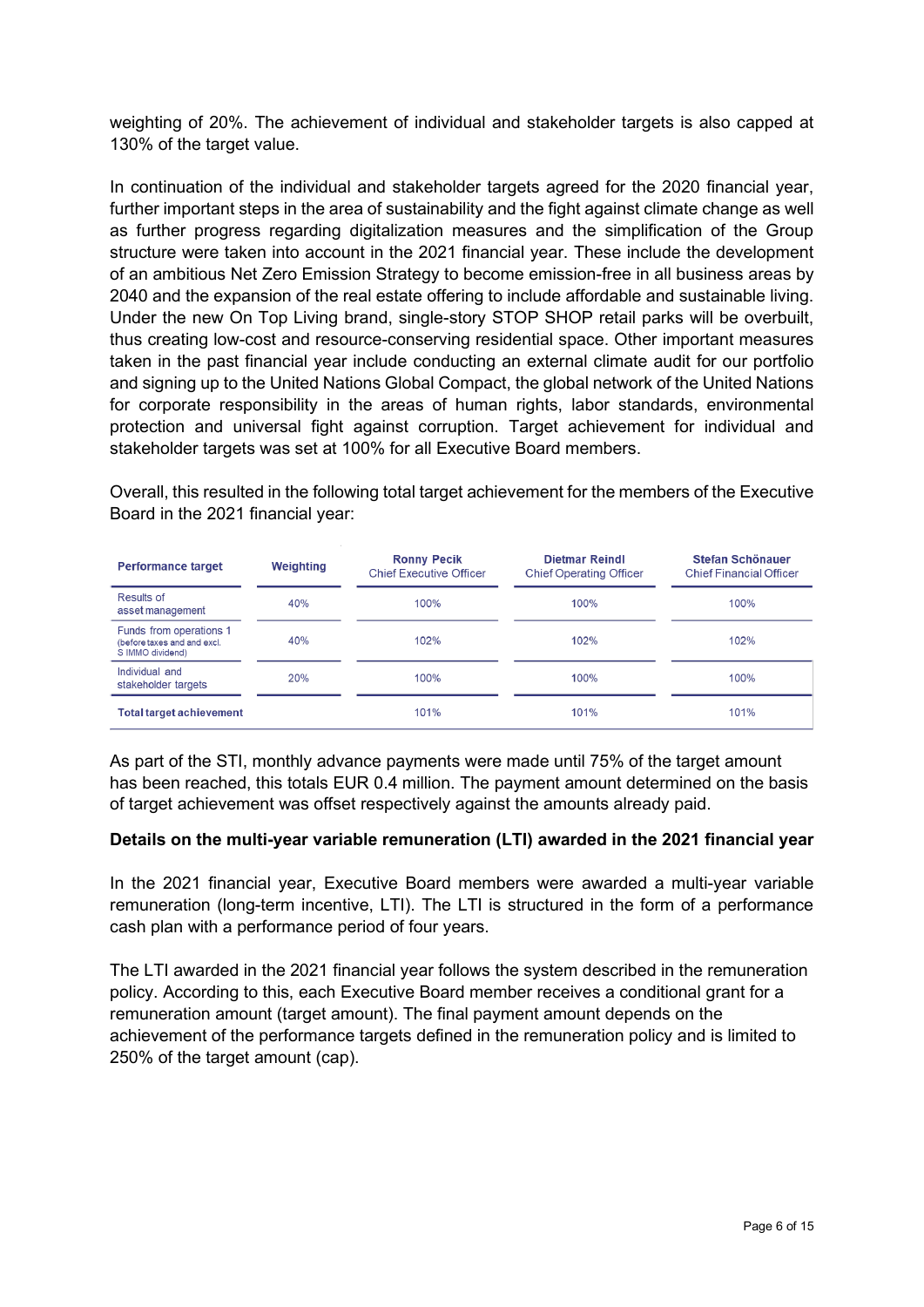weighting of 20%. The achievement of individual and stakeholder targets is also capped at 130% of the target value.

In continuation of the individual and stakeholder targets agreed for the 2020 financial year, further important steps in the area of sustainability and the fight against climate change as well as further progress regarding digitalization measures and the simplification of the Group structure were taken into account in the 2021 financial year. These include the development of an ambitious Net Zero Emission Strategy to become emission-free in all business areas by 2040 and the expansion of the real estate offering to include affordable and sustainable living. Under the new On Top Living brand, single-story STOP SHOP retail parks will be overbuilt, thus creating low-cost and resource-conserving residential space. Other important measures taken in the past financial year include conducting an external climate audit for our portfolio and signing up to the United Nations Global Compact, the global network of the United Nations for corporate responsibility in the areas of human rights, labor standards, environmental protection and universal fight against corruption. Target achievement for individual and stakeholder targets was set at 100% for all Executive Board members.

Overall, this resulted in the following total target achievement for the members of the Executive Board in the 2021 financial year:

| Performance target | Weighting | Ronny Pecik Chief Executive Officer | Dietmar Reindl Chief Operating Officer | Stefan Schönauer Chief Financial Officer |
|---|---|---|---|---|
| Results of asset management | 40% | 100% | 100% | 100% |
| Funds from operations 1 (before taxes and and excl. S IMMO dividend) | 40% | 102% | 102% | 102% |
| Individual and stakeholder targets | 20% | 100% | 100% | 100% |
| **Total target achievement** | | 101% | 101% | 101% |

As part of the STI, monthly advance payments were made until 75% of the target amount has been reached, this totals EUR 0.4 million. The payment amount determined on the basis of target achievement was offset respectively against the amounts already paid.

**Details on the multi-year variable remuneration (LTI) awarded in the 2021 financial year**

In the 2021 financial year, Executive Board members were awarded a multi-year variable remuneration (long-term incentive, LTI). The LTI is structured in the form of a performance cash plan with a performance period of four years.

The LTI awarded in the 2021 financial year follows the system described in the remuneration policy. According to this, each Executive Board member receives a conditional grant for a remuneration amount (target amount). The final payment amount depends on the achievement of the performance targets defined in the remuneration policy and is limited to 250% of the target amount (cap).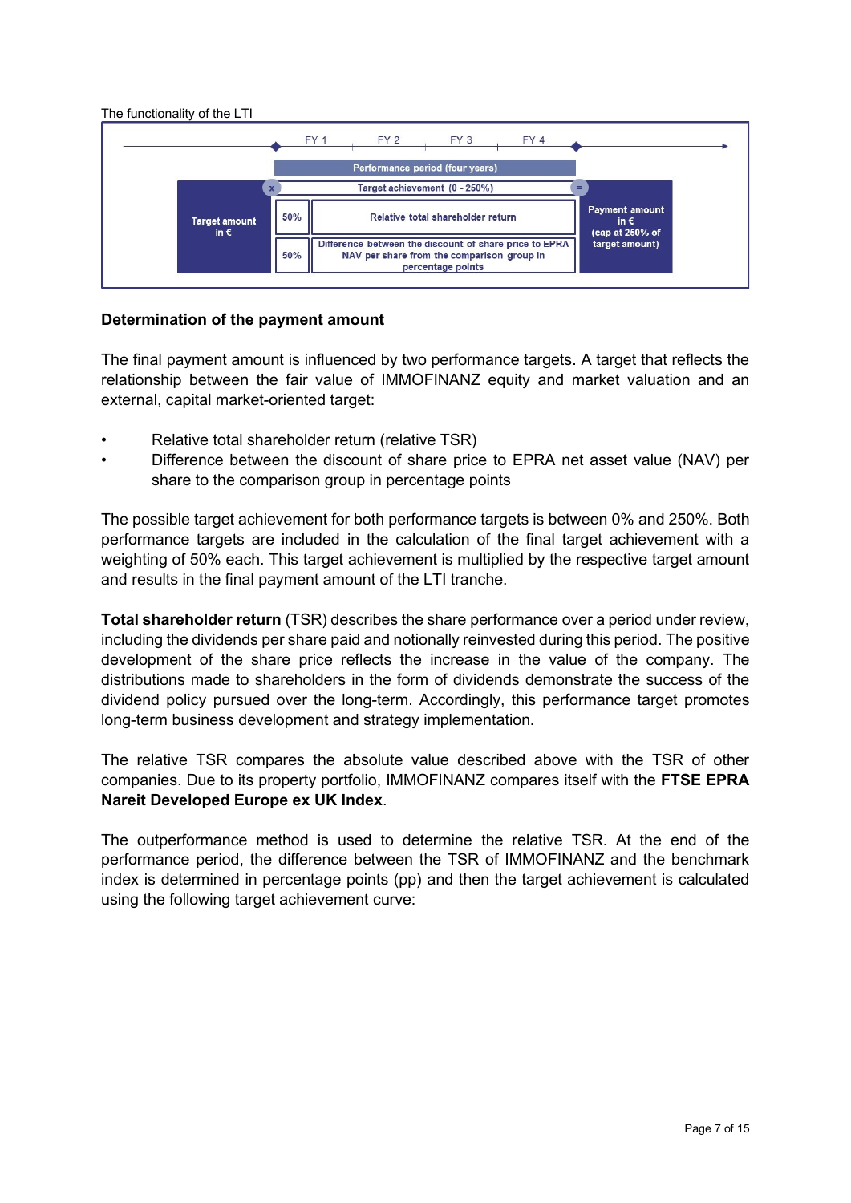The functionality of the LTI

| | FY 1 | FY 2 | FY 3 | FY 4 | |
|---|---|---|---|---|---|
| | Performance period (four years) | | | | |
| Target amount in € | x Target achievement (0 - 250%) | | | | = Payment amount in € (cap at 250% of target amount) |
| | 50% | Relative total shareholder return | | | |
| | 50% | Difference between the discount of share price to EPRA NAV per share from the comparison group in percentage points | | | |

**Determination of the payment amount**

The final payment amount is influenced by two performance targets. A target that reflects the relationship between the fair value of IMMOFINANZ equity and market valuation and an external, capital market-oriented target:

- Relative total shareholder return (relative TSR)
- Difference between the discount of share price to EPRA net asset value (NAV) per share to the comparison group in percentage points

The possible target achievement for both performance targets is between 0% and 250%. Both performance targets are included in the calculation of the final target achievement with a weighting of 50% each. This target achievement is multiplied by the respective target amount and results in the final payment amount of the LTI tranche.

**Total shareholder return** (TSR) describes the share performance over a period under review, including the dividends per share paid and notionally reinvested during this period. The positive development of the share price reflects the increase in the value of the company. The distributions made to shareholders in the form of dividends demonstrate the success of the dividend policy pursued over the long-term. Accordingly, this performance target promotes long-term business development and strategy implementation.

The relative TSR compares the absolute value described above with the TSR of other companies. Due to its property portfolio, IMMOFINANZ compares itself with the **FTSE EPRA Nareit Developed Europe ex UK Index**.

The outperformance method is used to determine the relative TSR. At the end of the performance period, the difference between the TSR of IMMOFINANZ and the benchmark index is determined in percentage points (pp) and then the target achievement is calculated using the following target achievement curve: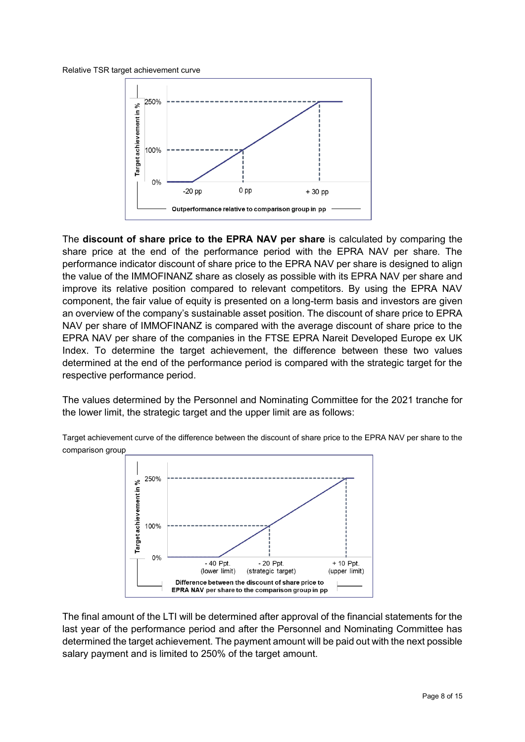Relative TSR target achievement curve

The **discount of share price to the EPRA NAV per share** is calculated by comparing the share price at the end of the performance period with the EPRA NAV per share. The performance indicator discount of share price to the EPRA NAV per share is designed to align the value of the IMMOFINANZ share as closely as possible with its EPRA NAV per share and improve its relative position compared to relevant competitors. By using the EPRA NAV component, the fair value of equity is presented on a long-term basis and investors are given an overview of the company's sustainable asset position. The discount of share price to EPRA NAV per share of IMMOFINANZ is compared with the average discount of share price to the EPRA NAV per share of the companies in the FTSE EPRA Nareit Developed Europe ex UK Index. To determine the target achievement, the difference between these two values determined at the end of the performance period is compared with the strategic target for the respective performance period.

The values determined by the Personnel and Nominating Committee for the 2021 tranche for the lower limit, the strategic target and the upper limit are as follows:

Target achievement curve of the difference between the discount of share price to the EPRA NAV per share to the comparison group

The final amount of the LTI will be determined after approval of the financial statements for the last year of the performance period and after the Personnel and Nominating Committee has determined the target achievement. The payment amount will be paid out with the next possible salary payment and is limited to 250% of the target amount.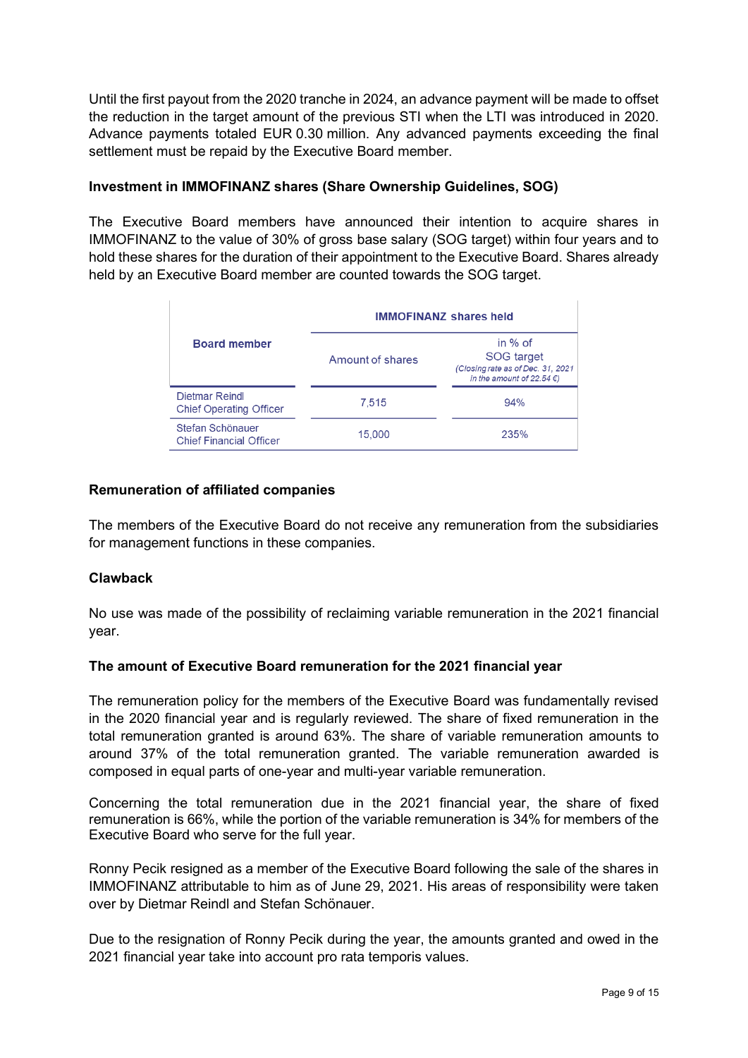Until the first payout from the 2020 tranche in 2024, an advance payment will be made to offset the reduction in the target amount of the previous STI when the LTI was introduced in 2020. Advance payments totaled EUR 0.30 million. Any advanced payments exceeding the final settlement must be repaid by the Executive Board member.

**Investment in IMMOFINANZ shares (Share Ownership Guidelines, SOG)**

The Executive Board members have announced their intention to acquire shares in IMMOFINANZ to the value of 30% of gross base salary (SOG target) within four years and to hold these shares for the duration of their appointment to the Executive Board. Shares already held by an Executive Board member are counted towards the SOG target.

| Board member | IMMOFINANZ shares held | |
|---|---|---|
| | Amount of shares | in % of SOG target *(Closing rate as of Dec. 31, 2021 in the amount of 22.54 €)* |
| Dietmar Reindl<br>Chief Operating Officer | 7,515 | 94% |
| Stefan Schönauer<br>Chief Financial Officer | 15,000 | 235% |

**Remuneration of affiliated companies**

The members of the Executive Board do not receive any remuneration from the subsidiaries for management functions in these companies.

**Clawback**

No use was made of the possibility of reclaiming variable remuneration in the 2021 financial year.

**The amount of Executive Board remuneration for the 2021 financial year**

The remuneration policy for the members of the Executive Board was fundamentally revised in the 2020 financial year and is regularly reviewed. The share of fixed remuneration in the total remuneration granted is around 63%. The share of variable remuneration amounts to around 37% of the total remuneration granted. The variable remuneration awarded is composed in equal parts of one-year and multi-year variable remuneration.

Concerning the total remuneration due in the 2021 financial year, the share of fixed remuneration is 66%, while the portion of the variable remuneration is 34% for members of the Executive Board who serve for the full year.

Ronny Pecik resigned as a member of the Executive Board following the sale of the shares in IMMOFINANZ attributable to him as of June 29, 2021. His areas of responsibility were taken over by Dietmar Reindl and Stefan Schönauer.

Due to the resignation of Ronny Pecik during the year, the amounts granted and owed in the 2021 financial year take into account pro rata temporis values.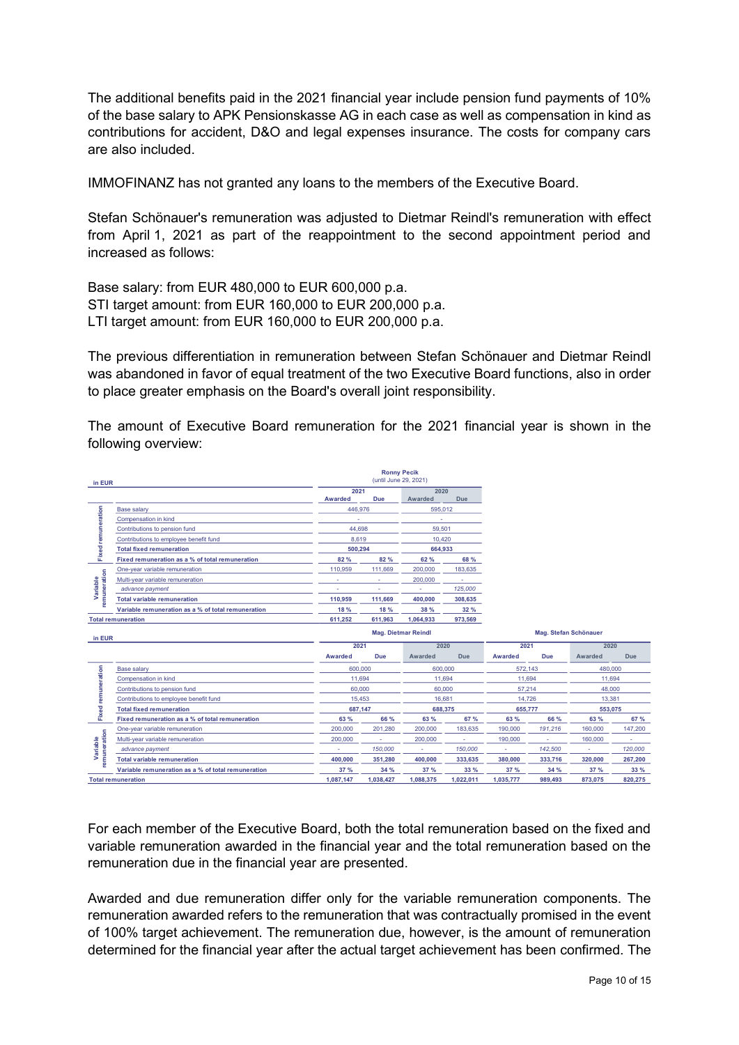The additional benefits paid in the 2021 financial year include pension fund payments of 10% of the base salary to APK Pensionskasse AG in each case as well as compensation in kind as contributions for accident, D&O and legal expenses insurance. The costs for company cars are also included.

IMMOFINANZ has not granted any loans to the members of the Executive Board.

Stefan Schönauer's remuneration was adjusted to Dietmar Reindl's remuneration with effect from April 1, 2021 as part of the reappointment to the second appointment period and increased as follows:

Base salary: from EUR 480,000 to EUR 600,000 p.a.
STI target amount: from EUR 160,000 to EUR 200,000 p.a.
LTI target amount: from EUR 160,000 to EUR 200,000 p.a.

The previous differentiation in remuneration between Stefan Schönauer and Dietmar Reindl was abandoned in favor of equal treatment of the two Executive Board functions, also in order to place greater emphasis on the Board's overall joint responsibility.

The amount of Executive Board remuneration for the 2021 financial year is shown in the following overview:

| in EUR | | Ronny Pecik (until June 29, 2021) | | | |
|---|---|---|---|---|---|
| | | 2021 | | 2020 | |
| | | Awarded | Due | Awarded | Due |
| Fixed remuneration | Base salary | 446,976 | | 595,012 | |
| | Compensation in kind | - | | - | |
| | Contributions to pension fund | 44,698 | | 59,501 | |
| | Contributions to employee benefit fund | 8,619 | | 10,420 | |
| | **Total fixed remuneration** | **500,294** | | **664,933** | |
| | **Fixed remuneration as a % of total remuneration** | **82 %** | **82 %** | **62 %** | **68 %** |
| Variable remuneration | One-year variable remuneration | 110,959 | 111,669 | 200,000 | 183,635 |
| | Multi-year variable remuneration | - | - | 200,000 | - |
| | *advance payment* | - | - | - | *125,000* |
| | **Total variable remuneration** | **110,959** | **111,669** | **400,000** | **308,635** |
| | **Variable remuneration as a % of total remuneration** | **18 %** | **18 %** | **38 %** | **32 %** |
| **Total remuneration** | | **611,252** | **611,963** | **1,064,933** | **973,569** |

| in EUR | | Mag. Dietmar Reindl | | | | Mag. Stefan Schönauer | | | |
|---|---|---|---|---|---|---|---|---|---|
| | | 2021 | | 2020 | | 2021 | | 2020 | |
| | | Awarded | Due | Awarded | Due | Awarded | Due | Awarded | Due |
| Fixed remuneration | Base salary | 600,000 | | 600,000 | | 572,143 | | 480,000 | |
| | Compensation in kind | 11,694 | | 11,694 | | 11,694 | | 11,694 | |
| | Contributions to pension fund | 60,000 | | 60,000 | | 57,214 | | 48,000 | |
| | Contributions to employee benefit fund | 15,453 | | 16,681 | | 14,726 | | 13,381 | |
| | **Total fixed remuneration** | **687,147** | | **688,375** | | **655,777** | | **553,075** | |
| | **Fixed remuneration as a % of total remuneration** | **63 %** | **66 %** | **63 %** | **67 %** | **63 %** | **66 %** | **63 %** | **67 %** |
| Variable remuneration | One-year variable remuneration | 200,000 | 201,280 | 200,000 | 183,635 | 190,000 | *191,216* | 160,000 | 147,200 |
| | Multi-year variable remuneration | 200,000 | - | 200,000 | - | 190,000 | - | 160,000 | - |
| | *advance payment* | - | *150,000* | - | *150,000* | - | *142,500* | - | *120,000* |
| | **Total variable remuneration** | **400,000** | **351,280** | **400,000** | **333,635** | **380,000** | **333,716** | **320,000** | **267,200** |
| | **Variable remuneration as a % of total remuneration** | **37 %** | **34 %** | **37 %** | **33 %** | **37 %** | **34 %** | **37 %** | **33 %** |
| **Total remuneration** | | **1,087,147** | **1,038,427** | **1,088,375** | **1,022,011** | **1,035,777** | **989,493** | **873,075** | **820,275** |

For each member of the Executive Board, both the total remuneration based on the fixed and variable remuneration awarded in the financial year and the total remuneration based on the remuneration due in the financial year are presented.

Awarded and due remuneration differ only for the variable remuneration components. The remuneration awarded refers to the remuneration that was contractually promised in the event of 100% target achievement. The remuneration due, however, is the amount of remuneration determined for the financial year after the actual target achievement has been confirmed. The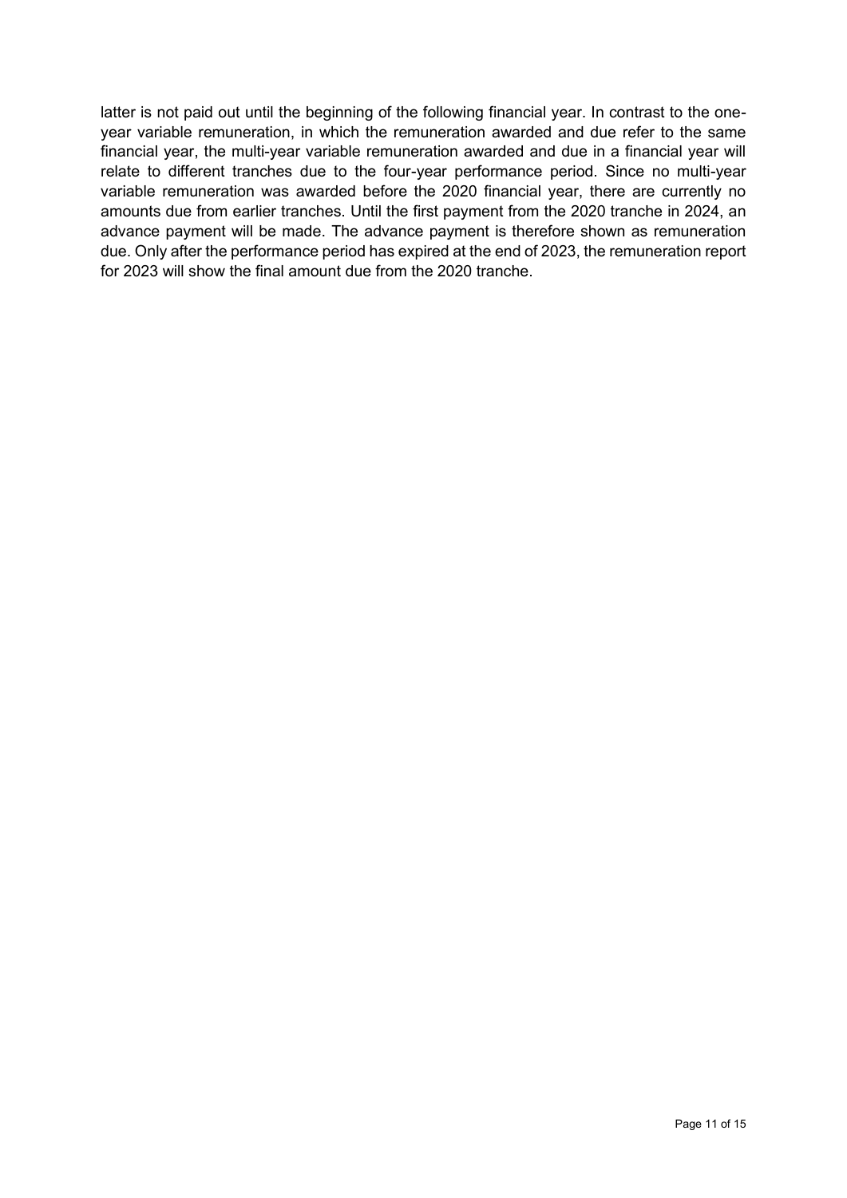latter is not paid out until the beginning of the following financial year. In contrast to the one-year variable remuneration, in which the remuneration awarded and due refer to the same financial year, the multi-year variable remuneration awarded and due in a financial year will relate to different tranches due to the four-year performance period. Since no multi-year variable remuneration was awarded before the 2020 financial year, there are currently no amounts due from earlier tranches. Until the first payment from the 2020 tranche in 2024, an advance payment will be made. The advance payment is therefore shown as remuneration due. Only after the performance period has expired at the end of 2023, the remuneration report for 2023 will show the final amount due from the 2020 tranche.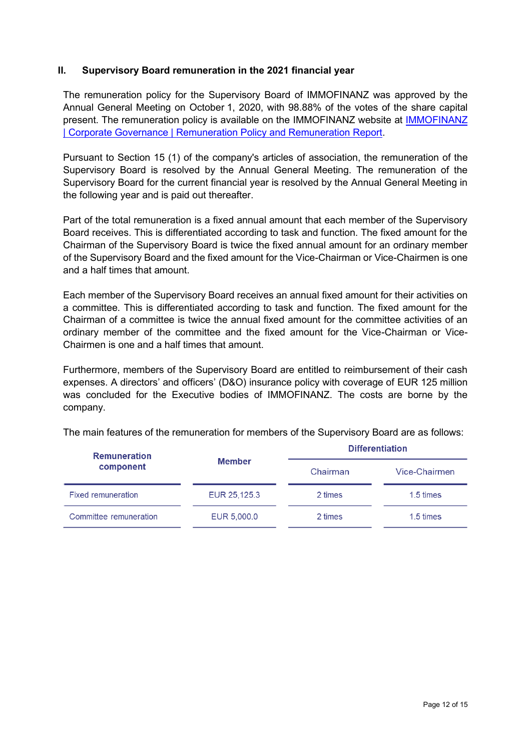## II. Supervisory Board remuneration in the 2021 financial year

The remuneration policy for the Supervisory Board of IMMOFINANZ was approved by the Annual General Meeting on October 1, 2020, with 98.88% of the votes of the share capital present. The remuneration policy is available on the IMMOFINANZ website at [IMMOFINANZ | Corporate Governance | Remuneration Policy and Remuneration Report](IMMOFINANZ | Corporate Governance | Remuneration Policy and Remuneration Report).

Pursuant to Section 15 (1) of the company's articles of association, the remuneration of the Supervisory Board is resolved by the Annual General Meeting. The remuneration of the Supervisory Board for the current financial year is resolved by the Annual General Meeting in the following year and is paid out thereafter.

Part of the total remuneration is a fixed annual amount that each member of the Supervisory Board receives. This is differentiated according to task and function. The fixed amount for the Chairman of the Supervisory Board is twice the fixed annual amount for an ordinary member of the Supervisory Board and the fixed amount for the Vice-Chairman or Vice-Chairmen is one and a half times that amount.

Each member of the Supervisory Board receives an annual fixed amount for their activities on a committee. This is differentiated according to task and function. The fixed amount for the Chairman of a committee is twice the annual fixed amount for the committee activities of an ordinary member of the committee and the fixed amount for the Vice-Chairman or Vice-Chairmen is one and a half times that amount.

Furthermore, members of the Supervisory Board are entitled to reimbursement of their cash expenses. A directors' and officers' (D&O) insurance policy with coverage of EUR 125 million was concluded for the Executive bodies of IMMOFINANZ. The costs are borne by the company.

The main features of the remuneration for members of the Supervisory Board are as follows:

| Remuneration component | Member | Differentiation | |
|---|---|---|---|
| | | Chairman | Vice-Chairmen |
| Fixed remuneration | EUR 25,125.3 | 2 times | 1.5 times |
| Committee remuneration | EUR 5,000.0 | 2 times | 1.5 times |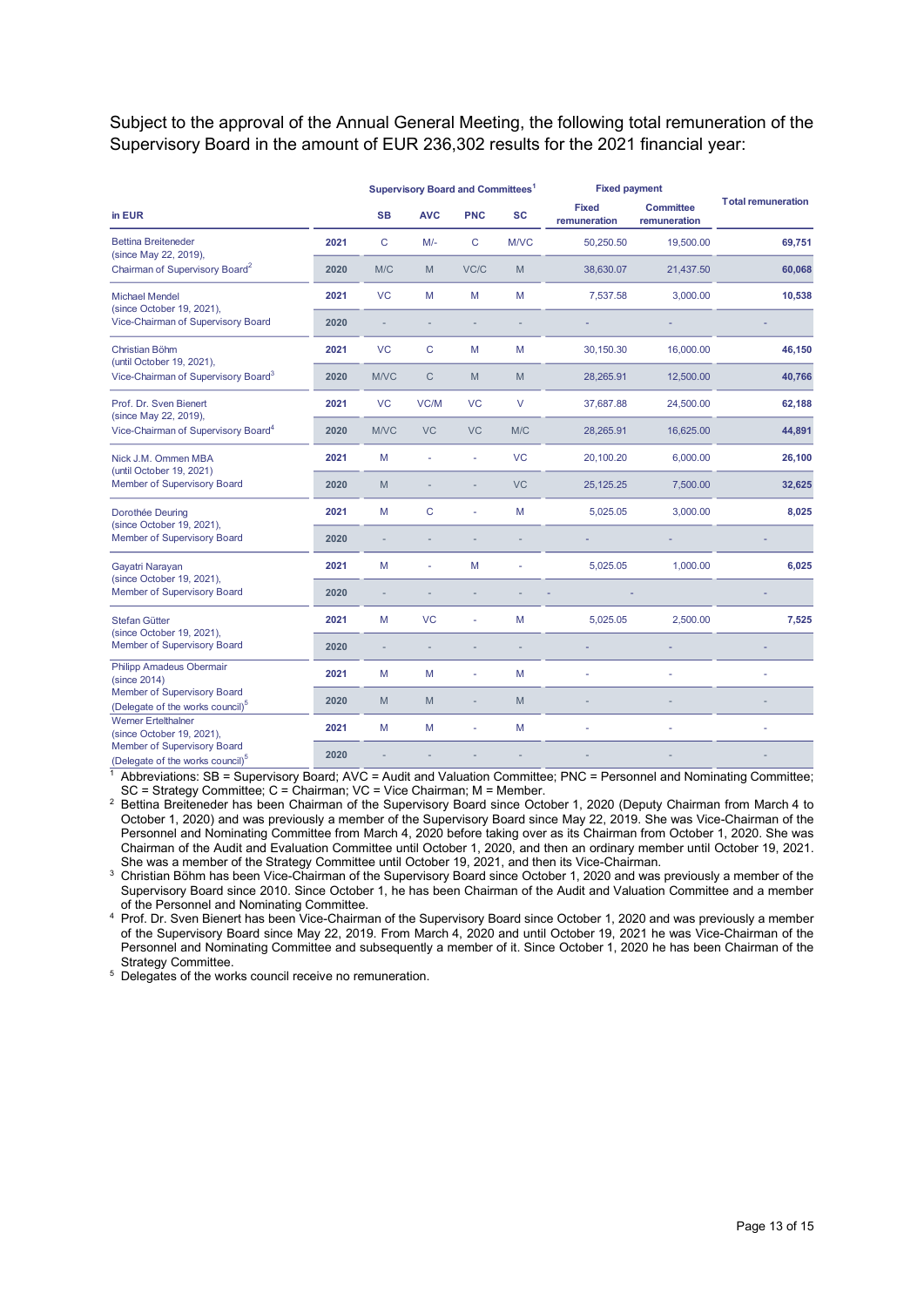Subject to the approval of the Annual General Meeting, the following total remuneration of the Supervisory Board in the amount of EUR 236,302 results for the 2021 financial year:

| in EUR | | Supervisory Board and Committees[1] | | | | Fixed payment | | Total remuneration |
|---|---|---|---|---|---|---|---|---|
| | | SB | AVC | PNC | SC | Fixed remuneration | Committee remuneration | |
| Bettina Breiteneder (since May 22, 2019), Chairman of Supervisory Board[2] | 2021 | C | M/- | C | M/VC | 50,250.50 | 19,500.00 | 69,751 |
| | 2020 | M/C | M | VC/C | M | 38,630.07 | 21,437.50 | 60,068 |
| Michael Mendel (since October 19, 2021), Vice-Chairman of Supervisory Board | 2021 | VC | M | M | M | 7,537.58 | 3,000.00 | 10,538 |
| | 2020 | - | - | - | - | - | - | - |
| Christian Böhm (until October 19, 2021), Vice-Chairman of Supervisory Board[3] | 2021 | VC | C | M | M | 30,150.30 | 16,000.00 | 46,150 |
| | 2020 | M/VC | C | M | M | 28,265.91 | 12,500.00 | 40,766 |
| Prof. Dr. Sven Bienert (since May 22, 2019), Vice-Chairman of Supervisory Board[4] | 2021 | VC | VC/M | VC | V | 37,687.88 | 24,500.00 | 62,188 |
| | 2020 | M/VC | VC | VC | M/C | 28,265.91 | 16,625.00 | 44,891 |
| Nick J.M. Ommen MBA (until October 19, 2021) Member of Supervisory Board | 2021 | M | - | - | VC | 20,100.20 | 6,000.00 | 26,100 |
| | 2020 | M | - | - | VC | 25,125.25 | 7,500.00 | 32,625 |
| Dorothée Deuring (since October 19, 2021), Member of Supervisory Board | 2021 | M | C | - | M | 5,025.05 | 3,000.00 | 8,025 |
| | 2020 | - | - | - | - | - | - | - |
| Gayatri Narayan (since October 19, 2021), Member of Supervisory Board | 2021 | M | - | M | - | 5,025.05 | 1,000.00 | 6,025 |
| | 2020 | - | - | - | - | - | - | - |
| Stefan Gütter (since October 19, 2021), Member of Supervisory Board | 2021 | M | VC | - | M | 5,025.05 | 2,500.00 | 7,525 |
| | 2020 | - | - | - | - | - | - | - |
| Philipp Amadeus Obermair (since 2014) Member of Supervisory Board (Delegate of the works council)[5] | 2021 | M | M | - | M | - | - | - |
| | 2020 | M | M | - | M | - | - | - |
| Werner Ertelthalner (since October 19, 2021), Member of Supervisory Board (Delegate of the works council)[5] | 2021 | M | M | - | M | - | - | - |
| | 2020 | - | - | - | - | - | - | - |

[1] Abbreviations: SB = Supervisory Board; AVC = Audit and Valuation Committee; PNC = Personnel and Nominating Committee; SC = Strategy Committee; C = Chairman; VC = Vice Chairman; M = Member.

[2] Bettina Breiteneder has been Chairman of the Supervisory Board since October 1, 2020 (Deputy Chairman from March 4 to October 1, 2020) and was previously a member of the Supervisory Board since May 22, 2019. She was Vice-Chairman of the Personnel and Nominating Committee from March 4, 2020 before taking over as its Chairman from October 1, 2020. She was Chairman of the Audit and Evaluation Committee until October 1, 2020, and then an ordinary member until October 19, 2021. She was a member of the Strategy Committee until October 19, 2021, and then its Vice-Chairman.

[3] Christian Böhm has been Vice-Chairman of the Supervisory Board since October 1, 2020 and was previously a member of the Supervisory Board since 2010. Since October 1, he has been Chairman of the Audit and Valuation Committee and a member of the Personnel and Nominating Committee.

[4] Prof. Dr. Sven Bienert has been Vice-Chairman of the Supervisory Board since October 1, 2020 and was previously a member of the Supervisory Board since May 22, 2019. From March 4, 2020 and until October 19, 2021 he was Vice-Chairman of the Personnel and Nominating Committee and subsequently a member of it. Since October 1, 2020 he has been Chairman of the Strategy Committee.

[5] Delegates of the works council receive no remuneration.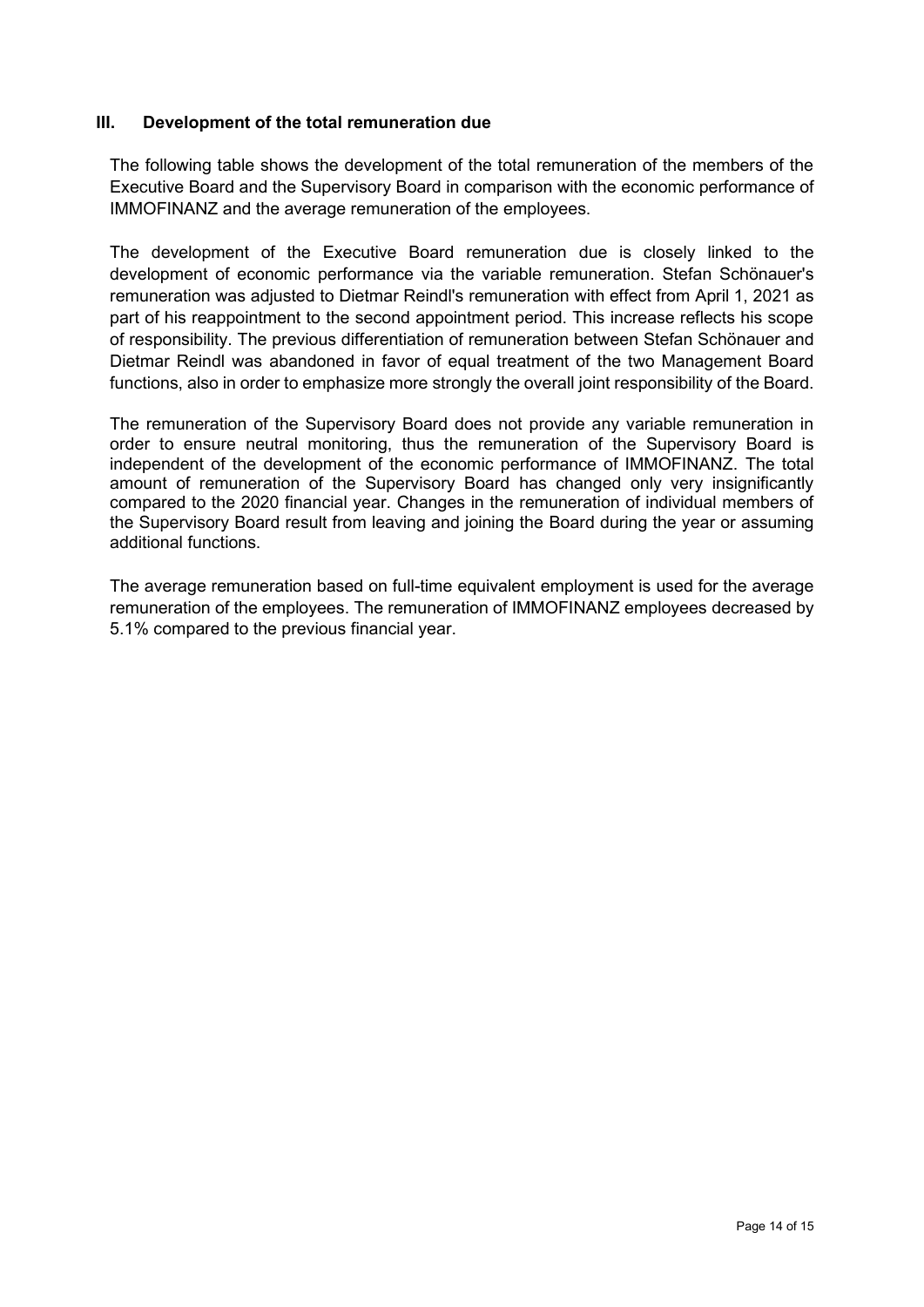## III. Development of the total remuneration due

The following table shows the development of the total remuneration of the members of the Executive Board and the Supervisory Board in comparison with the economic performance of IMMOFINANZ and the average remuneration of the employees.

The development of the Executive Board remuneration due is closely linked to the development of economic performance via the variable remuneration. Stefan Schönauer's remuneration was adjusted to Dietmar Reindl's remuneration with effect from April 1, 2021 as part of his reappointment to the second appointment period. This increase reflects his scope of responsibility. The previous differentiation of remuneration between Stefan Schönauer and Dietmar Reindl was abandoned in favor of equal treatment of the two Management Board functions, also in order to emphasize more strongly the overall joint responsibility of the Board.

The remuneration of the Supervisory Board does not provide any variable remuneration in order to ensure neutral monitoring, thus the remuneration of the Supervisory Board is independent of the development of the economic performance of IMMOFINANZ. The total amount of remuneration of the Supervisory Board has changed only very insignificantly compared to the 2020 financial year. Changes in the remuneration of individual members of the Supervisory Board result from leaving and joining the Board during the year or assuming additional functions.

The average remuneration based on full-time equivalent employment is used for the average remuneration of the employees. The remuneration of IMMOFINANZ employees decreased by 5.1% compared to the previous financial year.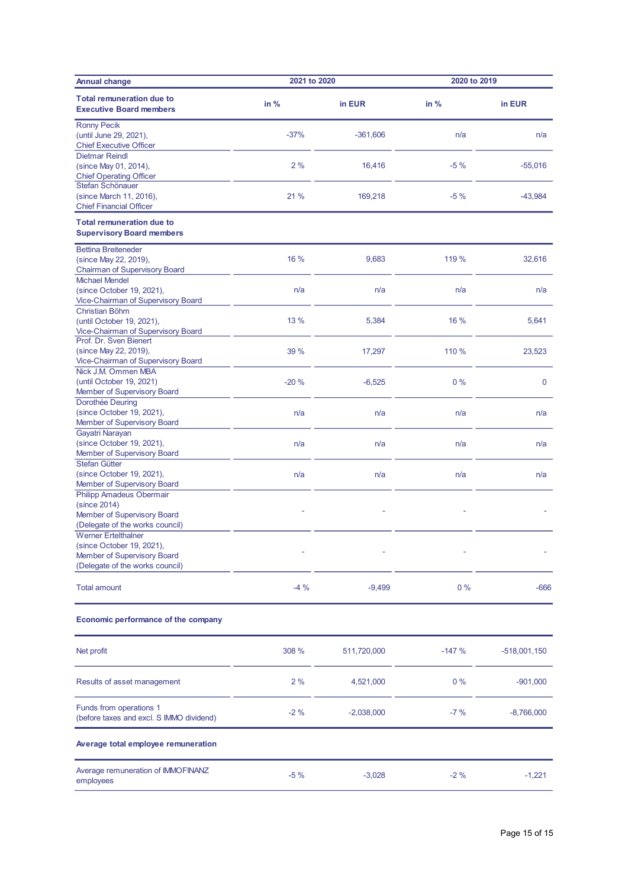| Annual change | 2021 to 2020 | | 2020 to 2019 | |
|---|---|---|---|---|
| **Total remuneration due to Executive Board members** | **in %** | **in EUR** | **in %** | **in EUR** |
| Ronny Pecik (until June 29, 2021), Chief Executive Officer | -37% | -361,606 | n/a | n/a |
| Dietmar Reindl (since May 01, 2014), Chief Operating Officer | 2 % | 16,416 | -5 % | -55,016 |
| Stefan Schönauer (since March 11, 2016), Chief Financial Officer | 21 % | 169,218 | -5 % | -43,984 |
| **Total remuneration due to Supervisory Board members** | | | | |
| Bettina Breiteneder (since May 22, 2019), Chairman of Supervisory Board | 16 % | 9,683 | 119 % | 32,616 |
| Michael Mendel (since October 19, 2021), Vice-Chairman of Supervisory Board | n/a | n/a | n/a | n/a |
| Christian Böhm (until October 19, 2021), Vice-Chairman of Supervisory Board | 13 % | 5,384 | 16 % | 5,641 |
| Prof. Dr. Sven Bienert (since May 22, 2019), Vice-Chairman of Supervisory Board | 39 % | 17,297 | 110 % | 23,523 |
| Nick J.M. Ommen MBA (until October 19, 2021) Member of Supervisory Board | -20 % | -6,525 | 0 % | 0 |
| Dorothée Deuring (since October 19, 2021), Member of Supervisory Board | n/a | n/a | n/a | n/a |
| Gayatri Narayan (since October 19, 2021), Member of Supervisory Board | n/a | n/a | n/a | n/a |
| Stefan Gütter (since October 19, 2021), Member of Supervisory Board | n/a | n/a | n/a | n/a |
| Philipp Amadeus Obermair (since 2014) Member of Supervisory Board (Delegate of the works council) | - | - | - | - |
| Werner Ertelthalner (since October 19, 2021), Member of Supervisory Board (Delegate of the works council) | - | - | - | - |
| Total amount | -4 % | -9,499 | 0 % | -666 |
| **Economic performance of the company** | | | | |
| Net profit | 308 % | 511,720,000 | -147 % | -518,001,150 |
| Results of asset management | 2 % | 4,521,000 | 0 % | -901,000 |
| Funds from operations 1 (before taxes and excl. S IMMO dividend) | -2 % | -2,038,000 | -7 % | -8,766,000 |
| **Average total employee remuneration** | | | | |
| Average remuneration of IMMOFINANZ employees | -5 % | -3,028 | -2 % | -1,221 |